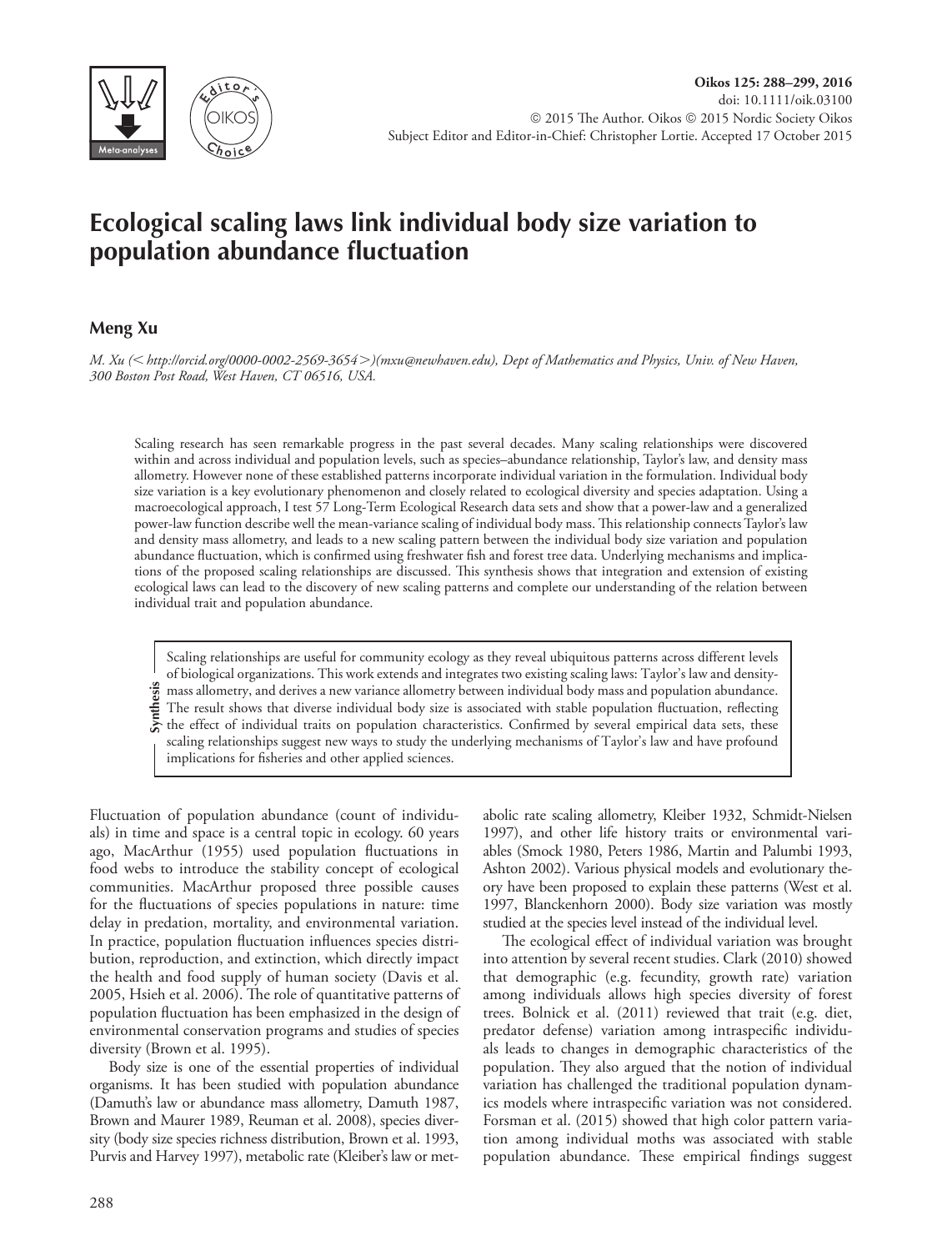# Ecological scaling laws link individual body size variation to population abundance fluctuation

**Meng Xu**

*M. Xu (< http://orcid.org/0000-0002-2569-3654 >)(mxu@newhaven.edu), Dept of Mathematics and Physics, Univ. of New Haven, 300 Boston Post Road, West Haven, CT 06516, USA.*

Scaling research has seen remarkable progress in the past several decades. Many scaling relationships were discovered within and across individual and population levels, such as species–abundance relationship, Taylor's law, and density mass allometry. However none of these established patterns incorporate individual variation in the formulation. Individual body size variation is a key evolutionary phenomenon and closely related to ecological diversity and species adaptation. Using a macroecological approach, I test 57 Long-Term Ecological Research data sets and show that a power-law and a generalized power-law function describe well the mean-variance scaling of individual body mass. This relationship connects Taylor's law and density mass allometry, and leads to a new scaling pattern between the individual body size variation and population abundance fluctuation, which is confirmed using freshwater fish and forest tree data. Underlying mechanisms and implications of the proposed scaling relationships are discussed. This synthesis shows that integration and extension of existing ecological laws can lead to the discovery of new scaling patterns and complete our understanding of the relation between individual trait and population abundance.

**Synthesis**

Scaling relationships are useful for community ecology as they reveal ubiquitous patterns across different levels of biological organizations. This work extends and integrates two existing scaling laws: Taylor's law and density-mass allometry, and derives a new variance allometry between individual body mass and population abundance. The result shows that diverse individual body size is associated with stable population fluctuation, reflecting the effect of individual traits on population characteristics. Confirmed by several empirical data sets, these scaling relationships suggest new ways to study the underlying mechanisms of Taylor's law and have profound implications for fisheries and other applied sciences.

Fluctuation of population abundance (count of individuals) in time and space is a central topic in ecology. 60 years ago, MacArthur (1955) used population fluctuations in food webs to introduce the stability concept of ecological communities. MacArthur proposed three possible causes for the fluctuations of species populations in nature: time delay in predation, mortality, and environmental variation. In practice, population fluctuation influences species distribution, reproduction, and extinction, which directly impact the health and food supply of human society (Davis et al. 2005, Hsieh et al. 2006). The role of quantitative patterns of population fluctuation has been emphasized in the design of environmental conservation programs and studies of species diversity (Brown et al. 1995).

Body size is one of the essential properties of individual organisms. It has been studied with population abundance (Damuth's law or abundance mass allometry, Damuth 1987, Brown and Maurer 1989, Reuman et al. 2008), species diversity (body size species richness distribution, Brown et al. 1993, Purvis and Harvey 1997), metabolic rate (Kleiber's law or metabolic rate scaling allometry, Kleiber 1932, Schmidt-Nielsen 1997), and other life history traits or environmental variables (Smock 1980, Peters 1986, Martin and Palumbi 1993, Ashton 2002). Various physical models and evolutionary theory have been proposed to explain these patterns (West et al. 1997, Blanckenhorn 2000). Body size variation was mostly studied at the species level instead of the individual level.

The ecological effect of individual variation was brought into attention by several recent studies. Clark (2010) showed that demographic (e.g. fecundity, growth rate) variation among individuals allows high species diversity of forest trees. Bolnick et al. (2011) reviewed that trait (e.g. diet, predator defense) variation among intraspecific individuals leads to changes in demographic characteristics of the population. They also argued that the notion of individual variation has challenged the traditional population dynamics models where intraspecific variation was not considered. Forsman et al. (2015) showed that high color pattern variation among individual moths was associated with stable population abundance. These empirical findings suggest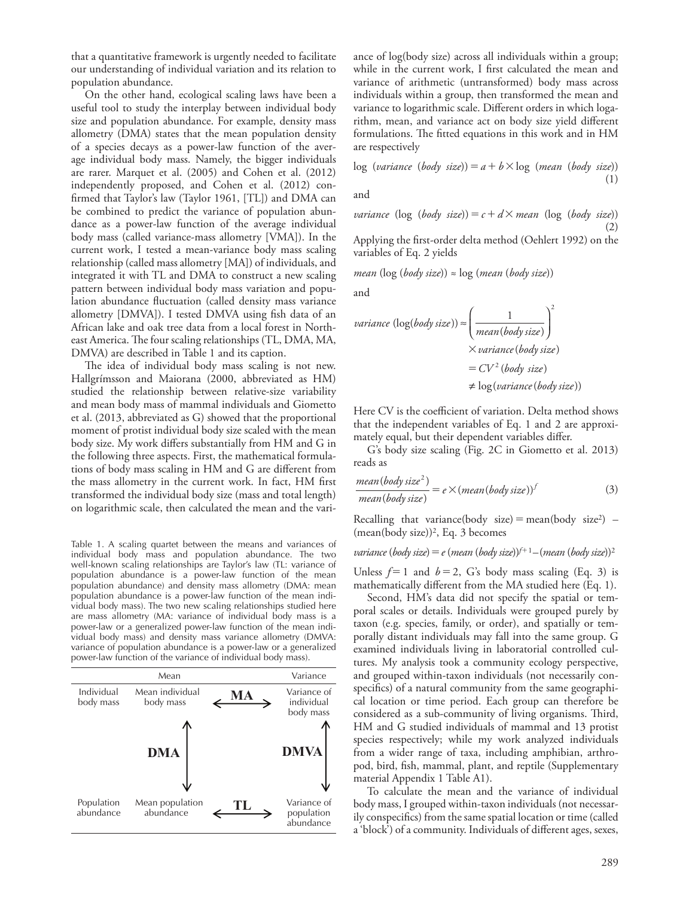that a quantitative framework is urgently needed to facilitate our understanding of individual variation and its relation to population abundance.

On the other hand, ecological scaling laws have been a useful tool to study the interplay between individual body size and population abundance. For example, density mass allometry (DMA) states that the mean population density of a species decays as a power-law function of the average individual body mass. Namely, the bigger individuals are rarer. Marquet et al. (2005) and Cohen et al. (2012) independently proposed, and Cohen et al. (2012) confirmed that Taylor's law (Taylor 1961, [TL]) and DMA can be combined to predict the variance of population abundance as a power-law function of the average individual body mass (called variance-mass allometry [VMA]). In the current work, I tested a mean-variance body mass scaling relationship (called mass allometry [MA]) of individuals, and integrated it with TL and DMA to construct a new scaling pattern between individual body mass variation and population abundance fluctuation (called density mass variance allometry [DMVA]). I tested DMVA using fish data of an African lake and oak tree data from a local forest in Northeast America. The four scaling relationships (TL, DMA, MA, DMVA) are described in Table 1 and its caption.

The idea of individual body mass scaling is not new. Hallgrímsson and Maiorana (2000, abbreviated as HM) studied the relationship between relative-size variability and mean body mass of mammal individuals and Giometto et al. (2013, abbreviated as G) showed that the proportional moment of protist individual body size scaled with the mean body size. My work differs substantially from HM and G in the following three aspects. First, the mathematical formulations of body mass scaling in HM and G are different from the mass allometry in the current work. In fact, HM first transformed the individual body size (mass and total length) on logarithmic scale, then calculated the mean and the variance of log(body size) across all individuals within a group; while in the current work, I first calculated the mean and variance of arithmetic (untransformed) body mass across individuals within a group, then transformed the mean and variance to logarithmic scale. Different orders in which logarithm, mean, and variance act on body size yield different formulations. The fitted equations in this work and in HM are respectively

$$\log\ (variance\ (body\ size)) = a + b \times \log\ (mean\ (body\ size)) \tag{1}$$

and

$$variance\ (\log\ (body\ size)) = c + d \times mean\ (\log\ (body\ size)) \tag{2}$$

Applying the first-order delta method (Oehlert 1992) on the variables of Eq. 2 yields

$$mean\ (\log\ (body\ size)) \approx \log\ (mean\ (body\ size))$$

and

$$\begin{aligned} variance\ (\log(body\ size)) &\approx \left(\frac{1}{mean(body\ size)}\right)^2 \\ &\quad \times variance(body\ size) \\ &= CV^2(body\ size) \\ &\neq \log(variance(body\ size)) \end{aligned}$$

Here CV is the coefficient of variation. Delta method shows that the independent variables of Eq. 1 and 2 are approximately equal, but their dependent variables differ.

G's body size scaling (Fig. 2C in Giometto et al. 2013) reads as

$$\frac{mean(body\ size^2)}{mean(body\ size)} = e \times (mean(body\ size))^f \tag{3}$$

Recalling that variance(body size) = mean(body size$^2$) − (mean(body size))$^2$, Eq. 3 becomes

$$variance\ (body\ size) = e\ (mean\ (body\ size))^{f+1} - (mean\ (body\ size))^2$$

Unless $f = 1$ and $b = 2$, G's body mass scaling (Eq. 3) is mathematically different from the MA studied here (Eq. 1).

Second, HM's data did not specify the spatial or temporal scales or details. Individuals were grouped purely by taxon (e.g. species, family, or order), and spatially or temporally distant individuals may fall into the same group. G examined individuals living in laboratorial controlled cultures. My analysis took a community ecology perspective, and grouped within-taxon individuals (not necessarily conspecifics) of a natural community from the same geographical location or time period. Each group can therefore be considered as a sub-community of living organisms. Third, HM and G studied individuals of mammal and 13 protist species respectively; while my work analyzed individuals from a wider range of taxa, including amphibian, arthropod, bird, fish, mammal, plant, and reptile (Supplementary material Appendix 1 Table A1).

To calculate the mean and the variance of individual body mass, I grouped within-taxon individuals (not necessarily conspecifics) from the same spatial location or time (called a 'block') of a community. Individuals of different ages, sexes,

Table 1. A scaling quartet between the means and variances of individual body mass and population abundance. The two well-known scaling relationships are Taylor's law (TL: variance of population abundance is a power-law function of the mean population abundance) and density mass allometry (DMA: mean population abundance is a power-law function of the mean individual body mass). The two new scaling relationships studied here are mass allometry (MA: variance of individual body mass is a power-law or a generalized power-law function of the mean individual body mass) and density mass variance allometry (DMVA: variance of population abundance is a power-law or a generalized power-law function of the variance of individual body mass).

| | Mean | | Variance |
|---|---|---|---|
| Individual body mass | Mean individual body mass | ← **MA** → | Variance of individual body mass |
| | ↕ **DMA** | | ↕ **DMVA** |
| Population abundance | Mean population abundance | ← **TL** → | Variance of population abundance |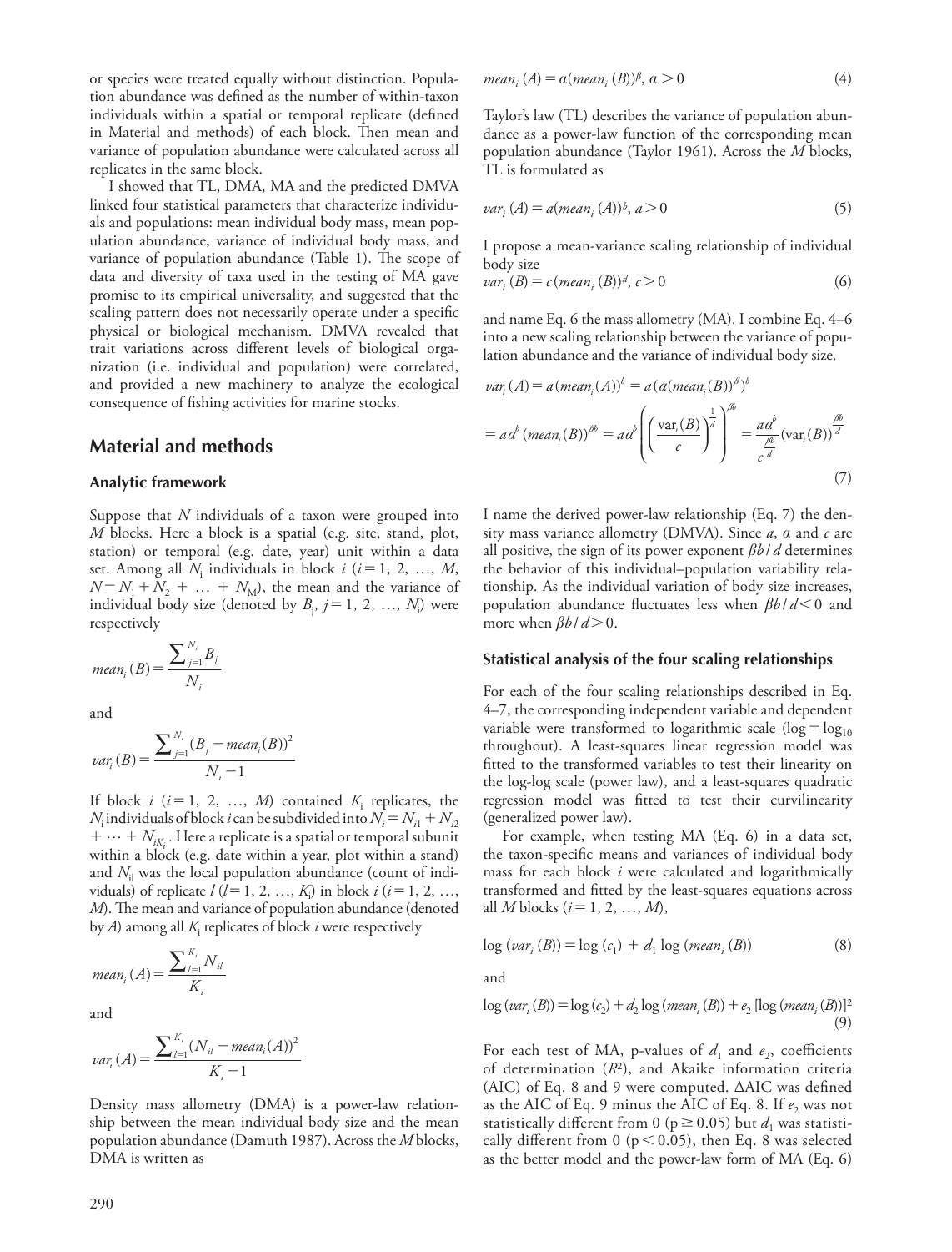or species were treated equally without distinction. Population abundance was defined as the number of within-taxon individuals within a spatial or temporal replicate (defined in Material and methods) of each block. Then mean and variance of population abundance were calculated across all replicates in the same block.

I showed that TL, DMA, MA and the predicted DMVA linked four statistical parameters that characterize individuals and populations: mean individual body mass, mean population abundance, variance of individual body mass, and variance of population abundance (Table 1). The scope of data and diversity of taxa used in the testing of MA gave promise to its empirical universality, and suggested that the scaling pattern does not necessarily operate under a specific physical or biological mechanism. DMVA revealed that trait variations across different levels of biological organization (i.e. individual and population) were correlated, and provided a new machinery to analyze the ecological consequence of fishing activities for marine stocks.

## Material and methods

### Analytic framework

Suppose that $N$ individuals of a taxon were grouped into $M$ blocks. Here a block is a spatial (e.g. site, stand, plot, station) or temporal (e.g. date, year) unit within a data set. Among all $N_i$ individuals in block $i$ ($i = 1, 2, \ldots, M$, $N = N_1 + N_2 + \ldots + N_M$), the mean and the variance of individual body size (denoted by $B_j$, $j = 1, 2, \ldots, N_i$) were respectively

$$mean_i(B) = \frac{\sum_{j=1}^{N_i} B_j}{N_i}$$

and

$$var_i(B) = \frac{\sum_{j=1}^{N_i} (B_j - mean_i(B))^2}{N_i - 1}$$

If block $i$ ($i = 1, 2, \ldots, M$) contained $K_i$ replicates, the $N_i$ individuals of block $i$ can be subdivided into $N_i = N_{i1} + N_{i2} + \cdots + N_{iK_i}$. Here a replicate is a spatial or temporal subunit within a block (e.g. date within a year, plot within a stand) and $N_{il}$ was the local population abundance (count of individuals) of replicate $l$ ($l = 1, 2, \ldots, K_i$) in block $i$ ($i = 1, 2, \ldots, M$). The mean and variance of population abundance (denoted by $A$) among all $K_i$ replicates of block $i$ were respectively

$$mean_i(A) = \frac{\sum_{l=1}^{K_i} N_{il}}{K_i}$$

and

$$var_i(A) = \frac{\sum_{l=1}^{K_i} (N_{il} - mean_i(A))^2}{K_i - 1}$$

Density mass allometry (DMA) is a power-law relationship between the mean individual body size and the mean population abundance (Damuth 1987). Across the $M$ blocks, DMA is written as

$$mean_i(A) = \alpha(mean_i(B))^{\beta},\ \alpha > 0 \tag{4}$$

Taylor's law (TL) describes the variance of population abundance as a power-law function of the corresponding mean population abundance (Taylor 1961). Across the $M$ blocks, TL is formulated as

$$var_i(A) = a(mean_i(A))^{b},\ a > 0 \tag{5}$$

I propose a mean-variance scaling relationship of individual body size

$$var_i(B) = c(mean_i(B))^{d},\ c > 0 \tag{6}$$

and name Eq. 6 the mass allometry (MA). I combine Eq. 4–6 into a new scaling relationship between the variance of population abundance and the variance of individual body size.

$$var_i(A) = a(mean_i(A))^{b} = a(\alpha(mean_i(B))^{\beta})^{b}$$
$$= a\alpha^{b}(mean_i(B))^{\beta b} = a\alpha^{b}\left(\left(\frac{var_i(B)}{c}\right)^{\frac{1}{d}}\right)^{\beta b} = \frac{a\alpha^{b}}{c^{\frac{\beta b}{d}}}(var_i(B))^{\frac{\beta b}{d}} \tag{7}$$

I name the derived power-law relationship (Eq. 7) the density mass variance allometry (DMVA). Since $a$, $\alpha$ and $c$ are all positive, the sign of its power exponent $\beta b/d$ determines the behavior of this individual–population variability relationship. As the individual variation of body size increases, population abundance fluctuates less when $\beta b/d < 0$ and more when $\beta b/d > 0$.

### Statistical analysis of the four scaling relationships

For each of the four scaling relationships described in Eq. 4–7, the corresponding independent variable and dependent variable were transformed to logarithmic scale ($\log = \log_{10}$ throughout). A least-squares linear regression model was fitted to the transformed variables to test their linearity on the log-log scale (power law), and a least-squares quadratic regression model was fitted to test their curvilinearity (generalized power law).

For example, when testing MA (Eq. 6) in a data set, the taxon-specific means and variances of individual body mass for each block $i$ were calculated and logarithmically transformed and fitted by the least-squares equations across all $M$ blocks ($i = 1, 2, \ldots, M$),

$$\log(var_i(B)) = \log(c_1) + d_1 \log(mean_i(B)) \tag{8}$$

and

$$\log(var_i(B)) = \log(c_2) + d_2 \log(mean_i(B)) + e_2 [\log(mean_i(B))]^2 \tag{9}$$

For each test of MA, p-values of $d_1$ and $e_2$, coefficients of determination ($R^2$), and Akaike information criteria (AIC) of Eq. 8 and 9 were computed. ΔAIC was defined as the AIC of Eq. 9 minus the AIC of Eq. 8. If $e_2$ was not statistically different from 0 ($p \geq 0.05$) but $d_1$ was statistically different from 0 ($p < 0.05$), then Eq. 8 was selected as the better model and the power-law form of MA (Eq. 6)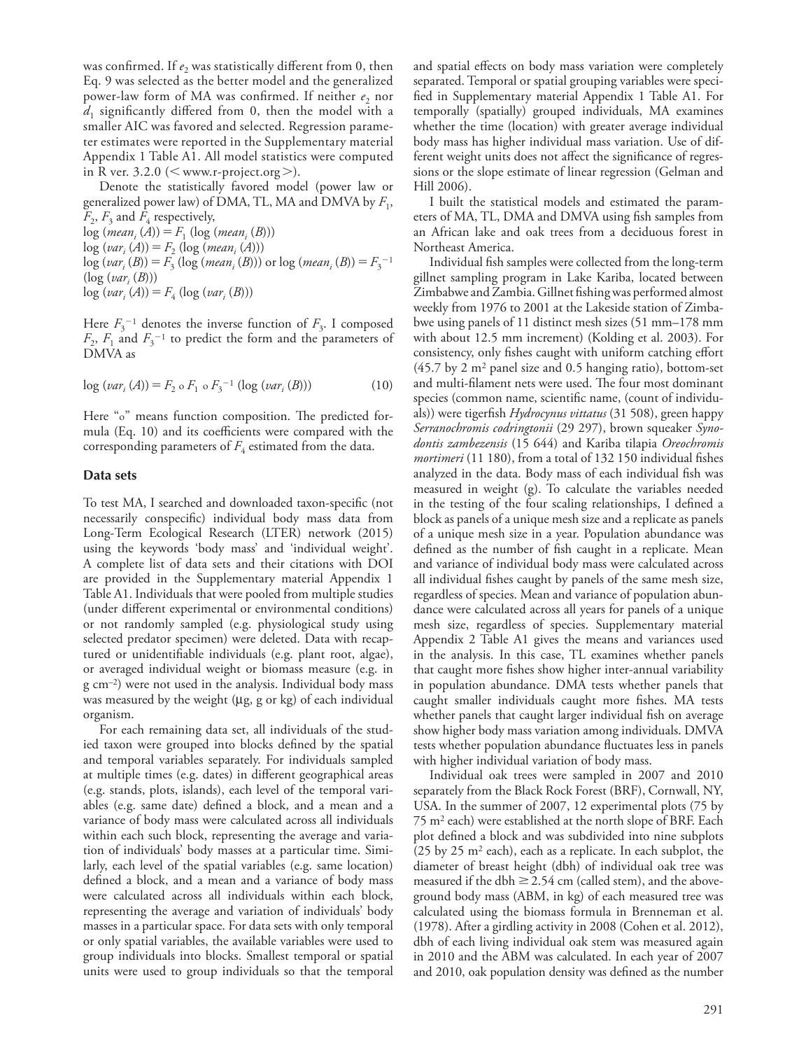was confirmed. If $e_2$ was statistically different from 0, then Eq. 9 was selected as the better model and the generalized power-law form of MA was confirmed. If neither $e_2$ nor $d_1$ significantly differed from 0, then the model with a smaller AIC was favored and selected. Regression parameter estimates were reported in the Supplementary material Appendix 1 Table A1. All model statistics were computed in R ver. 3.2.0 (< www.r-project.org >).

Denote the statistically favored model (power law or generalized power law) of DMA, TL, MA and DMVA by $F_1$, $F_2$, $F_3$ and $F_4$ respectively,

$\log(mean_i(A)) = F_1(\log(mean_i(B)))$
$\log(var_i(A)) = F_2(\log(mean_i(A)))$
$\log(var_i(B)) = F_3(\log(mean_i(B)))$ or $\log(mean_i(B)) = F_3^{-1}(\log(var_i(B)))$
$\log(var_i(A)) = F_4(\log(var_i(B)))$

Here $F_3^{-1}$ denotes the inverse function of $F_3$. I composed $F_2$, $F_1$ and $F_3^{-1}$ to predict the form and the parameters of DMVA as

$$\log(var_i(A)) = F_2 \circ F_1 \circ F_3^{-1}(\log(var_i(B))) \tag{10}$$

Here "o" means function composition. The predicted formula (Eq. 10) and its coefficients were compared with the corresponding parameters of $F_4$ estimated from the data.

## Data sets

To test MA, I searched and downloaded taxon-specific (not necessarily conspecific) individual body mass data from Long-Term Ecological Research (LTER) network (2015) using the keywords 'body mass' and 'individual weight'. A complete list of data sets and their citations with DOI are provided in the Supplementary material Appendix 1 Table A1. Individuals that were pooled from multiple studies (under different experimental or environmental conditions) or not randomly sampled (e.g. physiological study using selected predator specimen) were deleted. Data with recaptured or unidentifiable individuals (e.g. plant root, algae), or averaged individual weight or biomass measure (e.g. in g cm$^{-2}$) were not used in the analysis. Individual body mass was measured by the weight (µg, g or kg) of each individual organism.

For each remaining data set, all individuals of the studied taxon were grouped into blocks defined by the spatial and temporal variables separately. For individuals sampled at multiple times (e.g. dates) in different geographical areas (e.g. stands, plots, islands), each level of the temporal variables (e.g. same date) defined a block, and a mean and a variance of body mass were calculated across all individuals within each such block, representing the average and variation of individuals' body masses at a particular time. Similarly, each level of the spatial variables (e.g. same location) defined a block, and a mean and a variance of body mass were calculated across all individuals within each block, representing the average and variation of individuals' body masses in a particular space. For data sets with only temporal or only spatial variables, the available variables were used to group individuals into blocks. Smallest temporal or spatial units were used to group individuals so that the temporal and spatial effects on body mass variation were completely separated. Temporal or spatial grouping variables were specified in Supplementary material Appendix 1 Table A1. For temporally (spatially) grouped individuals, MA examines whether the time (location) with greater average individual body mass has higher individual mass variation. Use of different weight units does not affect the significance of regressions or the slope estimate of linear regression (Gelman and Hill 2006).

I built the statistical models and estimated the parameters of MA, TL, DMA and DMVA using fish samples from an African lake and oak trees from a deciduous forest in Northeast America.

Individual fish samples were collected from the long-term gillnet sampling program in Lake Kariba, located between Zimbabwe and Zambia. Gillnet fishing was performed almost weekly from 1976 to 2001 at the Lakeside station of Zimbabwe using panels of 11 distinct mesh sizes (51 mm–178 mm with about 12.5 mm increment) (Kolding et al. 2003). For consistency, only fishes caught with uniform catching effort (45.7 by 2 m$^2$ panel size and 0.5 hanging ratio), bottom-set and multi-filament nets were used. The four most dominant species (common name, scientific name, (count of individuals)) were tigerfish *Hydrocynus vittatus* (31 508), green happy *Serranochromis codringtonii* (29 297), brown squeaker *Synodontis zambezensis* (15 644) and Kariba tilapia *Oreochromis mortimeri* (11 180), from a total of 132 150 individual fishes analyzed in the data. Body mass of each individual fish was measured in weight (g). To calculate the variables needed in the testing of the four scaling relationships, I defined a block as panels of a unique mesh size and a replicate as panels of a unique mesh size in a year. Population abundance was defined as the number of fish caught in a replicate. Mean and variance of individual body mass were calculated across all individual fishes caught by panels of the same mesh size, regardless of species. Mean and variance of population abundance were calculated across all years for panels of a unique mesh size, regardless of species. Supplementary material Appendix 2 Table A1 gives the means and variances used in the analysis. In this case, TL examines whether panels that caught more fishes show higher inter-annual variability in population abundance. DMA tests whether panels that caught smaller individuals caught more fishes. MA tests whether panels that caught larger individual fish on average show higher body mass variation among individuals. DMVA tests whether population abundance fluctuates less in panels with higher individual variation of body mass.

Individual oak trees were sampled in 2007 and 2010 separately from the Black Rock Forest (BRF), Cornwall, NY, USA. In the summer of 2007, 12 experimental plots (75 by 75 m$^2$ each) were established at the north slope of BRF. Each plot defined a block and was subdivided into nine subplots (25 by 25 m$^2$ each), each as a replicate. In each subplot, the diameter of breast height (dbh) of individual oak tree was measured if the dbh $\geq$ 2.54 cm (called stem), and the aboveground body mass (ABM, in kg) of each measured tree was calculated using the biomass formula in Brenneman et al. (1978). After a girdling activity in 2008 (Cohen et al. 2012), dbh of each living individual oak stem was measured again in 2010 and the ABM was calculated. In each year of 2007 and 2010, oak population density was defined as the number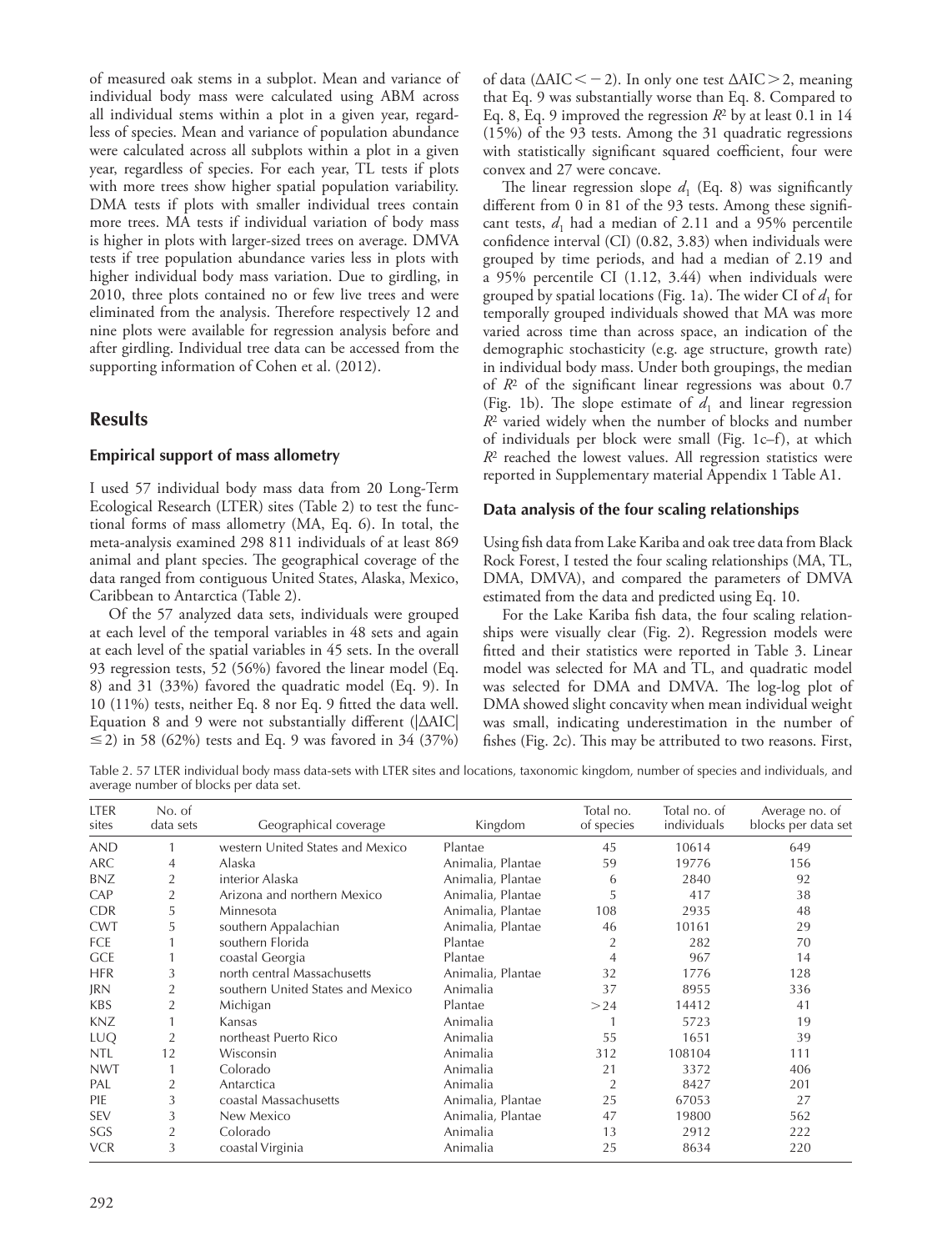of measured oak stems in a subplot. Mean and variance of individual body mass were calculated using ABM across all individual stems within a plot in a given year, regardless of species. Mean and variance of population abundance were calculated across all subplots within a plot in a given year, regardless of species. For each year, TL tests if plots with more trees show higher spatial population variability. DMA tests if plots with smaller individual trees contain more trees. MA tests if individual variation of body mass is higher in plots with larger-sized trees on average. DMVA tests if tree population abundance varies less in plots with higher individual body mass variation. Due to girdling, in 2010, three plots contained no or few live trees and were eliminated from the analysis. Therefore respectively 12 and nine plots were available for regression analysis before and after girdling. Individual tree data can be accessed from the supporting information of Cohen et al. (2012).

## Results

### Empirical support of mass allometry

I used 57 individual body mass data from 20 Long-Term Ecological Research (LTER) sites (Table 2) to test the functional forms of mass allometry (MA, Eq. 6). In total, the meta-analysis examined 298 811 individuals of at least 869 animal and plant species. The geographical coverage of the data ranged from contiguous United States, Alaska, Mexico, Caribbean to Antarctica (Table 2).

Of the 57 analyzed data sets, individuals were grouped at each level of the temporal variables in 48 sets and again at each level of the spatial variables in 45 sets. In the overall 93 regression tests, 52 (56%) favored the linear model (Eq. 8) and 31 (33%) favored the quadratic model (Eq. 9). In 10 (11%) tests, neither Eq. 8 nor Eq. 9 fitted the data well. Equation 8 and 9 were not substantially different ($|\Delta AIC| \leq 2$) in 58 (62%) tests and Eq. 9 was favored in 34 (37%) of data ($\Delta AIC < -2$). In only one test $\Delta AIC > 2$, meaning that Eq. 9 was substantially worse than Eq. 8. Compared to Eq. 8, Eq. 9 improved the regression $R^2$ by at least 0.1 in 14 (15%) of the 93 tests. Among the 31 quadratic regressions with statistically significant squared coefficient, four were convex and 27 were concave.

The linear regression slope $d_1$ (Eq. 8) was significantly different from 0 in 81 of the 93 tests. Among these significant tests, $d_1$ had a median of 2.11 and a 95% percentile confidence interval (CI) (0.82, 3.83) when individuals were grouped by time periods, and had a median of 2.19 and a 95% percentile CI (1.12, 3.44) when individuals were grouped by spatial locations (Fig. 1a). The wider CI of $d_1$ for temporally grouped individuals showed that MA was more varied across time than across space, an indication of the demographic stochasticity (e.g. age structure, growth rate) in individual body mass. Under both groupings, the median of $R^2$ of the significant linear regressions was about 0.7 (Fig. 1b). The slope estimate of $d_1$ and linear regression $R^2$ varied widely when the number of blocks and number of individuals per block were small (Fig. 1c–f), at which $R^2$ reached the lowest values. All regression statistics were reported in Supplementary material Appendix 1 Table A1.

### Data analysis of the four scaling relationships

Using fish data from Lake Kariba and oak tree data from Black Rock Forest, I tested the four scaling relationships (MA, TL, DMA, DMVA), and compared the parameters of DMVA estimated from the data and predicted using Eq. 10.

For the Lake Kariba fish data, the four scaling relationships were visually clear (Fig. 2). Regression models were fitted and their statistics were reported in Table 3. Linear model was selected for MA and TL, and quadratic model was selected for DMA and DMVA. The log-log plot of DMA showed slight concavity when mean individual weight was small, indicating underestimation in the number of fishes (Fig. 2c). This may be attributed to two reasons. First,

Table 2. 57 LTER individual body mass data-sets with LTER sites and locations, taxonomic kingdom, number of species and individuals, and average number of blocks per data set.

| LTER sites | No. of data sets | Geographical coverage | Kingdom | Total no. of species | Total no. of individuals | Average no. of blocks per data set |
|---|---|---|---|---|---|---|
| AND | 1 | western United States and Mexico | Plantae | 45 | 10614 | 649 |
| ARC | 4 | Alaska | Animalia, Plantae | 59 | 19776 | 156 |
| BNZ | 2 | interior Alaska | Animalia, Plantae | 6 | 2840 | 92 |
| CAP | 2 | Arizona and northern Mexico | Animalia, Plantae | 5 | 417 | 38 |
| CDR | 5 | Minnesota | Animalia, Plantae | 108 | 2935 | 48 |
| CWT | 5 | southern Appalachian | Animalia, Plantae | 46 | 10161 | 29 |
| FCE | 1 | southern Florida | Plantae | 2 | 282 | 70 |
| GCE | 1 | coastal Georgia | Plantae | 4 | 967 | 14 |
| HFR | 3 | north central Massachusetts | Animalia, Plantae | 32 | 1776 | 128 |
| JRN | 2 | southern United States and Mexico | Animalia | 37 | 8955 | 336 |
| KBS | 2 | Michigan | Plantae | >24 | 14412 | 41 |
| KNZ | 1 | Kansas | Animalia | 1 | 5723 | 19 |
| LUQ | 2 | northeast Puerto Rico | Animalia | 55 | 1651 | 39 |
| NTL | 12 | Wisconsin | Animalia | 312 | 108104 | 111 |
| NWT | 1 | Colorado | Animalia | 21 | 3372 | 406 |
| PAL | 2 | Antarctica | Animalia | 2 | 8427 | 201 |
| PIE | 3 | coastal Massachusetts | Animalia, Plantae | 25 | 67053 | 27 |
| SEV | 3 | New Mexico | Animalia, Plantae | 47 | 19800 | 562 |
| SGS | 2 | Colorado | Animalia | 13 | 2912 | 222 |
| VCR | 3 | coastal Virginia | Animalia | 25 | 8634 | 220 |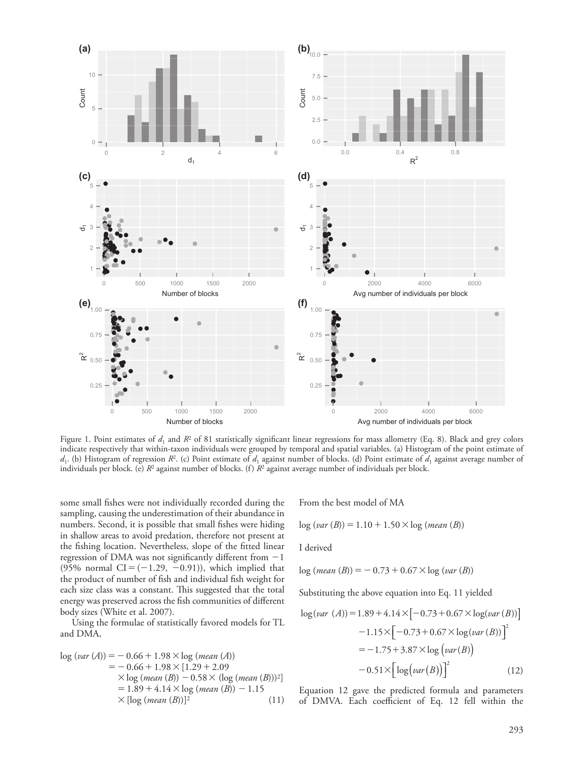Figure 1. Point estimates of $d_1$ and $R^2$ of 81 statistically significant linear regressions for mass allometry (Eq. 8). Black and grey colors indicate respectively that within-taxon individuals were grouped by temporal and spatial variables. (a) Histogram of the point estimate of $d_1$. (b) Histogram of regression $R^2$. (c) Point estimate of $d_1$ against number of blocks. (d) Point estimate of $d_1$ against average number of individuals per block. (e) $R^2$ against number of blocks. (f) $R^2$ against average number of individuals per block.

some small fishes were not individually recorded during the sampling, causing the underestimation of their abundance in numbers. Second, it is possible that small fishes were hiding in shallow areas to avoid predation, therefore not present at the fishing location. Nevertheless, slope of the fitted linear regression of DMA was not significantly different from $-1$ (95% normal CI $= (-1.29, -0.91)$), which implied that the product of number of fish and individual fish weight for each size class was a constant. This suggested that the total energy was preserved across the fish communities of different body sizes (White et al. 2007).

Using the formulae of statistically favored models for TL and DMA,

$$
\begin{aligned}
\log(var(A)) &= -0.66 + 1.98 \times \log(mean(A)) \\
&= -0.66 + 1.98 \times [1.29 + 2.09 \\
&\quad \times \log(mean(B)) - 0.58 \times (\log(mean(B)))^2] \\
&= 1.89 + 4.14 \times \log(mean(B)) - 1.15 \\
&\quad \times [\log(mean(B))]^2 \qquad (11)
\end{aligned}
$$

From the best model of MA

$$\log(var(B)) = 1.10 + 1.50 \times \log(mean(B))$$

I derived

$$\log(mean(B)) = -0.73 + 0.67 \times \log(var(B))$$

Substituting the above equation into Eq. 11 yielded

$$
\begin{aligned}
\log(var(A)) &= 1.89 + 4.14 \times [-0.73 + 0.67 \times \log(var(B))] \\
&\quad - 1.15 \times [-0.73 + 0.67 \times \log(var(B))]^2 \\
&= -1.75 + 3.87 \times \log(var(B)) \\
&\quad - 0.51 \times [\log(var(B))]^2 \qquad (12)
\end{aligned}
$$

Equation 12 gave the predicted formula and parameters of DMVA. Each coefficient of Eq. 12 fell within the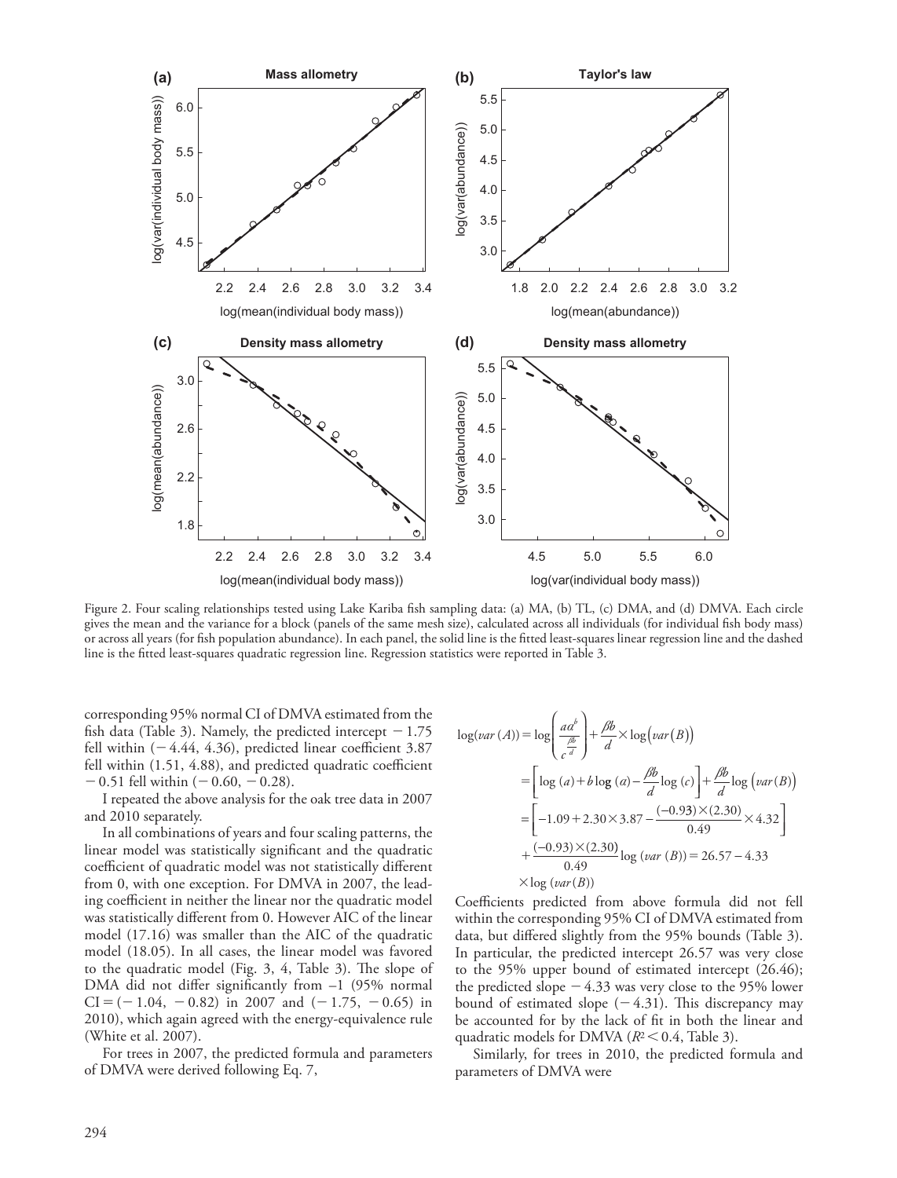Figure 2. Four scaling relationships tested using Lake Kariba fish sampling data: (a) MA, (b) TL, (c) DMA, and (d) DMVA. Each circle gives the mean and the variance for a block (panels of the same mesh size), calculated across all individuals (for individual fish body mass) or across all years (for fish population abundance). In each panel, the solid line is the fitted least-squares linear regression line and the dashed line is the fitted least-squares quadratic regression line. Regression statistics were reported in Table 3.

corresponding 95% normal CI of DMVA estimated from the fish data (Table 3). Namely, the predicted intercept $-1.75$ fell within $(-4.44, 4.36)$, predicted linear coefficient 3.87 fell within $(1.51, 4.88)$, and predicted quadratic coefficient $-0.51$ fell within $(-0.60, -0.28)$.

I repeated the above analysis for the oak tree data in 2007 and 2010 separately.

In all combinations of years and four scaling patterns, the linear model was statistically significant and the quadratic coefficient of quadratic model was not statistically different from 0, with one exception. For DMVA in 2007, the leading coefficient in neither the linear nor the quadratic model was statistically different from 0. However AIC of the linear model (17.16) was smaller than the AIC of the quadratic model (18.05). In all cases, the linear model was favored to the quadratic model (Fig. 3, 4, Table 3). The slope of DMA did not differ significantly from –1 (95% normal CI $= (-1.04, -0.82)$ in 2007 and $(-1.75, -0.65)$ in 2010), which again agreed with the energy-equivalence rule (White et al. 2007).

For trees in 2007, the predicted formula and parameters of DMVA were derived following Eq. 7,

$$
\begin{aligned}
\log(var\,(A)) &= \log\left(\frac{a\alpha^{b}}{c^{\frac{\beta b}{d}}}\right) + \frac{\beta b}{d}\times\log\big(var(B)\big) \\
&= \left[\log\,(a) + b\log\,(\alpha) - \frac{\beta b}{d}\log\,(c)\right] + \frac{\beta b}{d}\log\,\big(var(B)\big) \\
&= \left[-1.09 + 2.30\times 3.87 - \frac{(-0.93)\times(2.30)}{0.49}\times 4.32\right] \\
&\quad + \frac{(-0.93)\times(2.30)}{0.49}\log\,(var\,(B)) = 26.57 - 4.33 \\
&\quad \times \log\,(var(B))
\end{aligned}
$$

Coefficients predicted from above formula did not fell within the corresponding 95% CI of DMVA estimated from data, but differed slightly from the 95% bounds (Table 3). In particular, the predicted intercept 26.57 was very close to the 95% upper bound of estimated intercept (26.46); the predicted slope $-4.33$ was very close to the 95% lower bound of estimated slope $(-4.31)$. This discrepancy may be accounted for by the lack of fit in both the linear and quadratic models for DMVA ($R^2 < 0.4$, Table 3).

Similarly, for trees in 2010, the predicted formula and parameters of DMVA were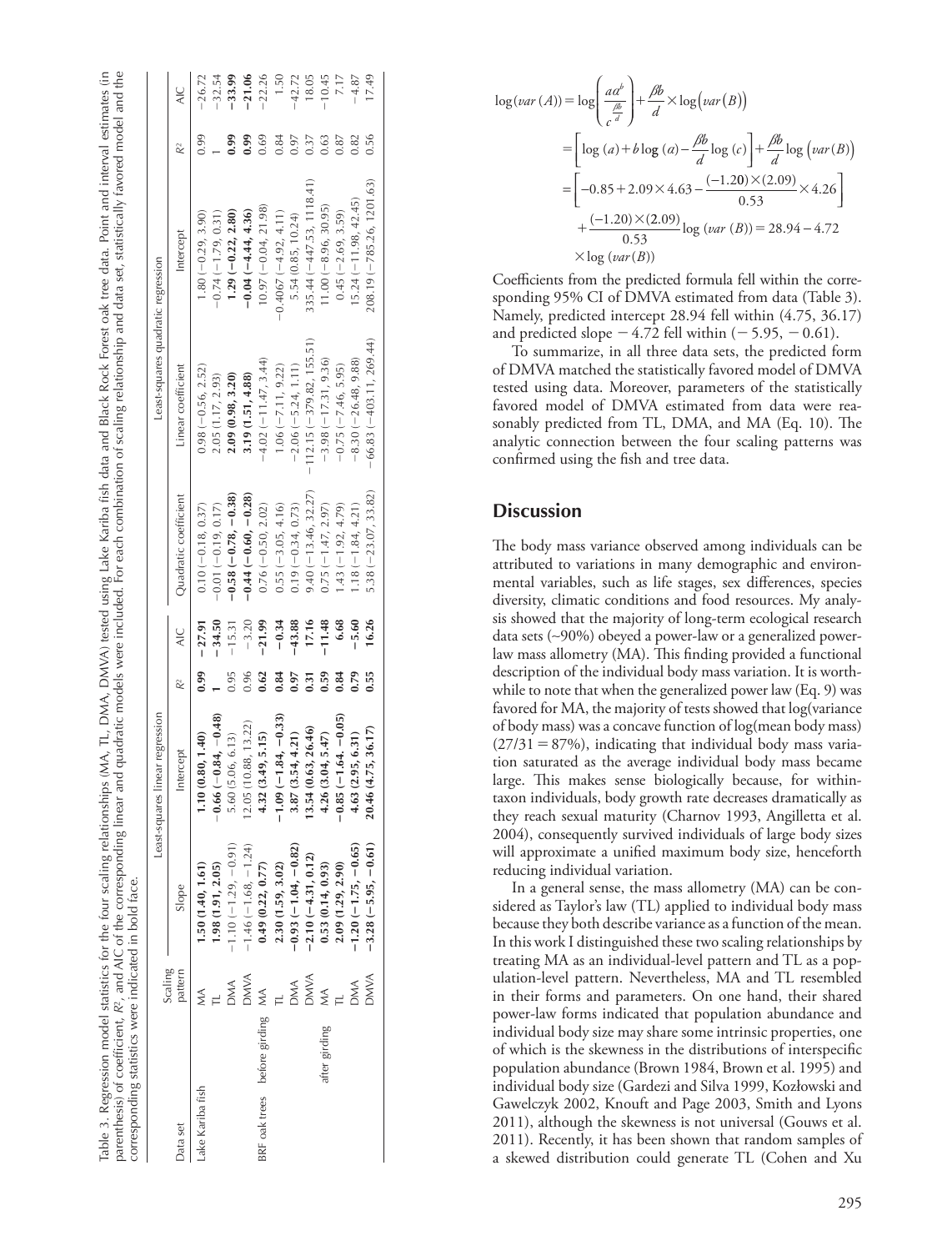Table 3. Regression model statistics for the four scaling relationships (MA, TL, DMA, DMVA) tested using Lake Kariba fish data and Black Rock Forest oak tree data. Point and interval estimates (in parenthesis) of coefficient, $R^2$, and AIC of the corresponding linear and quadratic models were included. For each combination of scaling relationship and data set, statistically favored model and the corresponding statistics were indicated in bold face.

| Data set | | Scaling pattern | Least-squares linear regression | | | | Least-squares quadratic regression | | | | |
|---|---|---|---|---|---|---|---|---|---|---|---|
| | | | Slope | Intercept | $R^2$ | AIC | Quadratic coefficient | Linear coefficient | Intercept | $R^2$ | AIC |
| Lake Kariba fish | | MA | **1.50 (1.40, 1.61)** | **1.10 (0.80, 1.40)** | **0.99** | **−27.91** | 0.10 (−0.18, 0.37) | 0.98 (−0.56, 2.52) | 1.80 (−0.29, 3.90) | 0.99 | −26.72 |
| | | TL | **1.98 (1.91, 2.05)** | **−0.66 (−0.84, −0.48)** | **1** | **−34.50** | −0.01 (−0.19, 0.17) | 2.05 (1.17, 2.93) | −0.74 (−1.79, 0.31) | 1 | −32.54 |
| | | DMA | −1.10 (−1.29, −0.91) | 5.60 (5.06, 6.13) | 0.95 | −15.31 | **−0.58 (−0.78, −0.38)** | **2.09 (0.98, 3.20)** | **1.29 (−0.22, 2.80)** | **0.99** | **−33.99** |
| | | DMVA | −1.46 (−1.68, −1.24) | 12.05 (10.88, 13.22) | 0.96 | −3.20 | **−0.44 (−0.60, −0.28)** | **3.19 (1.51, 4.88)** | **−0.04 (−4.44, 4.36)** | **0.99** | **−21.06** |
| BRF oak trees | before girding | MA | **0.49 (0.22, 0.77)** | **4.32 (3.49, 5.15)** | **0.62** | **−21.99** | 0.76 (−0.50, 2.02) | −4.02 (−11.47, 3.44) | 10.97 (−0.04, 21.98) | 0.69 | −22.26 |
| | | TL | **2.30 (1.59, 3.02)** | **−1.09 (−1.84, −0.33)** | **0.84** | **−0.34** | 0.55 (−3.05, 4.16) | 1.06 (−7.11, 9.22) | −0.4067 (−4.92, 4.11) | 0.84 | 1.50 |
| | | DMA | **−0.93 (−1.04, −0.82)** | **3.87 (3.54, 4.21)** | **0.97** | **−43.88** | 0.19 (−0.34, 0.73) | −2.06 (−5.24, 1.11) | 5.54 (0.85, 10.24) | 0.97 | −42.72 |
| | | DMVA | **−2.10 (−4.31, 0.12)** | **13.54 (0.63, 26.46)** | **0.31** | **17.16** | 9.40 (−13.46, 32.27) | −112.15 (−379.82, 155.51) | 335.44 (−447.53, 1118.41) | 0.37 | 18.05 |
| | after girding | MA | **0.53 (0.14, 0.93)** | **4.26 (3.04, 5.47)** | **0.59** | **−11.48** | 0.75 (−1.47, 2.97) | −3.98 (−17.31, 9.36) | 11.00 (−8.96, 30.95) | 0.63 | −10.45 |
| | | TL | **2.09 (1.29, 2.90)** | **−0.85 (−1.64, −0.05)** | **0.84** | **6.68** | 1.43 (−1.92, 4.79) | −0.75 (−7.46, 5.95) | 0.45 (−2.69, 3.59) | 0.87 | 7.17 |
| | | DMA | **−1.20 (−1.75, −0.65)** | **4.63 (2.95, 6.31)** | **0.79** | **−5.60** | 1.18 (−1.84, 4.21) | −8.30 (−26.48, 9.88) | 15.24 (−11.98, 42.45) | 0.82 | −4.87 |
| | | DMVA | **−3.28 (−5.95, −0.61)** | **20.46 (4.75, 36.17)** | **0.55** | **16.26** | 5.38 (−23.07, 33.82) | −66.83 (−403.11, 269.44) | 208.19 (−785.26, 1201.63) | 0.56 | 17.49 |

$$
\begin{aligned}
\log(var(A)) &= \log\left(\frac{a\alpha^{b}}{c^{\frac{\beta b}{d}}}\right) + \frac{\beta b}{d} \times \log\left(var(B)\right) \\
&= \left[\log(a) + b\log(\alpha) - \frac{\beta b}{d}\log(c)\right] + \frac{\beta b}{d}\log\left(var(B)\right) \\
&= \left[-0.85 + 2.09 \times 4.63 - \frac{(-1.20)\times(2.09)}{0.53} \times 4.26\right] \\
&\quad + \frac{(-1.20)\times(2.09)}{0.53}\log\left(var(B)\right) = 28.94 - 4.72 \\
&\quad \times \log\left(var(B)\right)
\end{aligned}
$$

Coefficients from the predicted formula fell within the corresponding 95% CI of DMVA estimated from data (Table 3). Namely, predicted intercept 28.94 fell within (4.75, 36.17) and predicted slope −4.72 fell within (−5.95, −0.61).

To summarize, in all three data sets, the predicted form of DMVA matched the statistically favored model of DMVA tested using data. Moreover, parameters of the statistically favored model of DMVA estimated from data were reasonably predicted from TL, DMA, and MA (Eq. 10). The analytic connection between the four scaling patterns was confirmed using the fish and tree data.

## Discussion

The body mass variance observed among individuals can be attributed to variations in many demographic and environmental variables, such as life stages, sex differences, species diversity, climatic conditions and food resources. My analysis showed that the majority of long-term ecological research data sets (~90%) obeyed a power-law or a generalized power-law mass allometry (MA). This finding provided a functional description of the individual body mass variation. It is worthwhile to note that when the generalized power law (Eq. 9) was favored for MA, the majority of tests showed that log(variance of body mass) was a concave function of log(mean body mass) (27/31 = 87%), indicating that individual body mass variation saturated as the average individual body mass became large. This makes sense biologically because, for within-taxon individuals, body growth rate decreases dramatically as they reach sexual maturity (Charnov 1993, Angilletta et al. 2004), consequently survived individuals of large body sizes will approximate a unified maximum body size, henceforth reducing individual variation.

In a general sense, the mass allometry (MA) can be considered as Taylor's law (TL) applied to individual body mass because they both describe variance as a function of the mean. In this work I distinguished these two scaling relationships by treating MA as an individual-level pattern and TL as a population-level pattern. Nevertheless, MA and TL resembled in their forms and parameters. On one hand, their shared power-law forms indicated that population abundance and individual body size may share some intrinsic properties, one of which is the skewness in the distributions of interspecific population abundance (Brown 1984, Brown et al. 1995) and individual body size (Gardezi and Silva 1999, Kozłowski and Gawelczyk 2002, Knouft and Page 2003, Smith and Lyons 2011), although the skewness is not universal (Gouws et al. 2011). Recently, it has been shown that random samples of a skewed distribution could generate TL (Cohen and Xu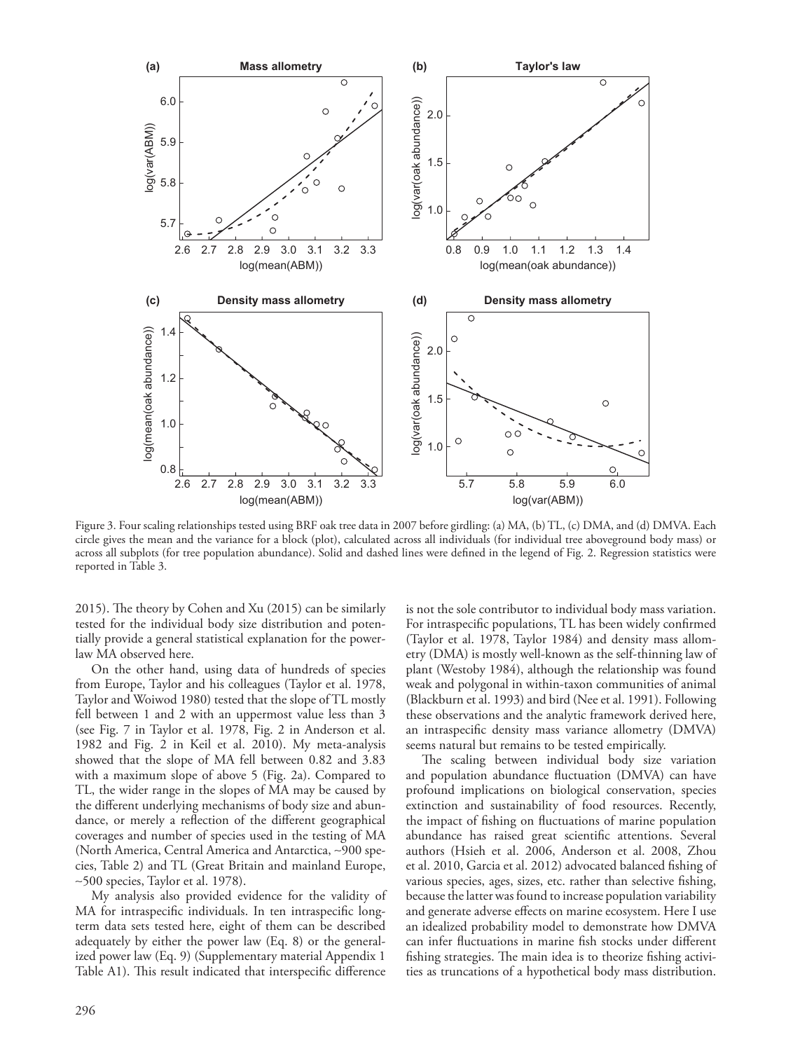Figure 3. Four scaling relationships tested using BRF oak tree data in 2007 before girdling: (a) MA, (b) TL, (c) DMA, and (d) DMVA. Each circle gives the mean and the variance for a block (plot), calculated across all individuals (for individual tree aboveground body mass) or across all subplots (for tree population abundance). Solid and dashed lines were defined in the legend of Fig. 2. Regression statistics were reported in Table 3.

2015). The theory by Cohen and Xu (2015) can be similarly tested for the individual body size distribution and potentially provide a general statistical explanation for the power-law MA observed here.

On the other hand, using data of hundreds of species from Europe, Taylor and his colleagues (Taylor et al. 1978, Taylor and Woiwod 1980) tested that the slope of TL mostly fell between 1 and 2 with an uppermost value less than 3 (see Fig. 7 in Taylor et al. 1978, Fig. 2 in Anderson et al. 1982 and Fig. 2 in Keil et al. 2010). My meta-analysis showed that the slope of MA fell between 0.82 and 3.83 with a maximum slope of above 5 (Fig. 2a). Compared to TL, the wider range in the slopes of MA may be caused by the different underlying mechanisms of body size and abundance, or merely a reflection of the different geographical coverages and number of species used in the testing of MA (North America, Central America and Antarctica, ~900 species, Table 2) and TL (Great Britain and mainland Europe, ~500 species, Taylor et al. 1978).

My analysis also provided evidence for the validity of MA for intraspecific individuals. In ten intraspecific long-term data sets tested here, eight of them can be described adequately by either the power law (Eq. 8) or the generalized power law (Eq. 9) (Supplementary material Appendix 1 Table A1). This result indicated that interspecific difference is not the sole contributor to individual body mass variation. For intraspecific populations, TL has been widely confirmed (Taylor et al. 1978, Taylor 1984) and density mass allometry (DMA) is mostly well-known as the self-thinning law of plant (Westoby 1984), although the relationship was found weak and polygonal in within-taxon communities of animal (Blackburn et al. 1993) and bird (Nee et al. 1991). Following these observations and the analytic framework derived here, an intraspecific density mass variance allometry (DMVA) seems natural but remains to be tested empirically.

The scaling between individual body size variation and population abundance fluctuation (DMVA) can have profound implications on biological conservation, species extinction and sustainability of food resources. Recently, the impact of fishing on fluctuations of marine population abundance has raised great scientific attentions. Several authors (Hsieh et al. 2006, Anderson et al. 2008, Zhou et al. 2010, Garcia et al. 2012) advocated balanced fishing of various species, ages, sizes, etc. rather than selective fishing, because the latter was found to increase population variability and generate adverse effects on marine ecosystem. Here I use an idealized probability model to demonstrate how DMVA can infer fluctuations in marine fish stocks under different fishing strategies. The main idea is to theorize fishing activities as truncations of a hypothetical body mass distribution.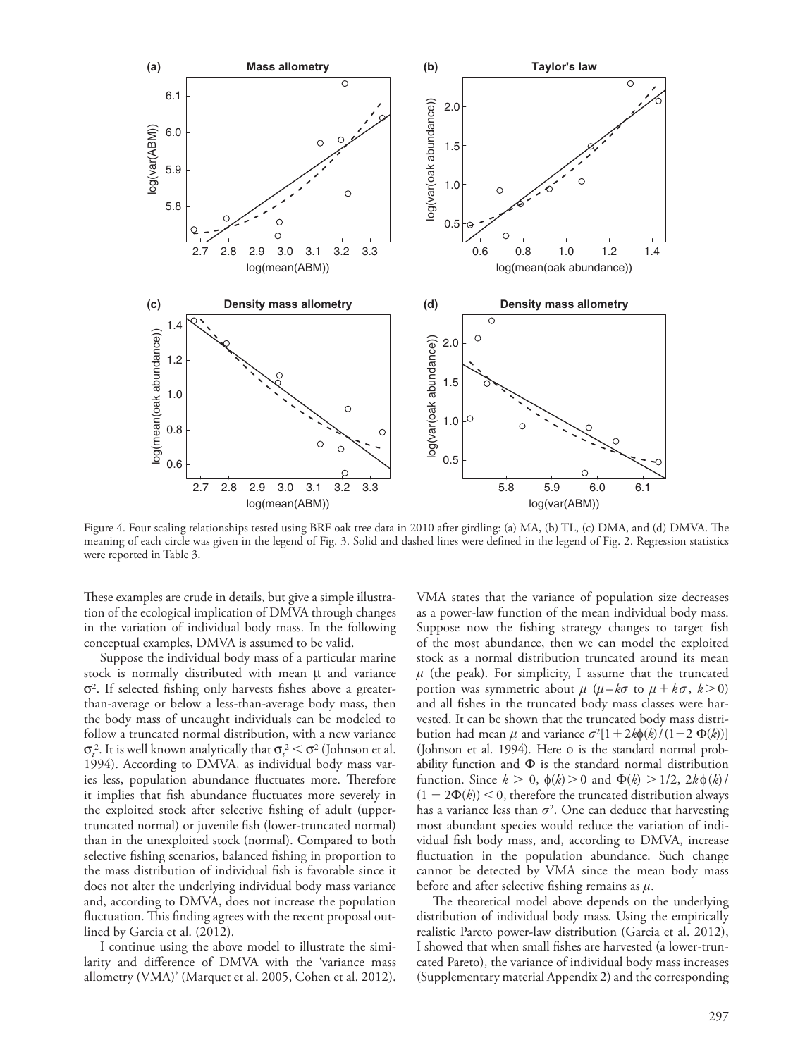Figure 4. Four scaling relationships tested using BRF oak tree data in 2010 after girdling: (a) MA, (b) TL, (c) DMA, and (d) DMVA. The meaning of each circle was given in the legend of Fig. 3. Solid and dashed lines were defined in the legend of Fig. 2. Regression statistics were reported in Table 3.

These examples are crude in details, but give a simple illustration of the ecological implication of DMVA through changes in the variation of individual body mass. In the following conceptual examples, DMVA is assumed to be valid.

Suppose the individual body mass of a particular marine stock is normally distributed with mean $\mu$ and variance $\sigma^2$. If selected fishing only harvests fishes above a greater-than-average or below a less-than-average body mass, then the body mass of uncaught individuals can be modeled to follow a truncated normal distribution, with a new variance $\sigma_t^2$. It is well known analytically that $\sigma_t^2 < \sigma^2$ (Johnson et al. 1994). According to DMVA, as individual body mass varies less, population abundance fluctuates more. Therefore it implies that fish abundance fluctuates more severely in the exploited stock after selective fishing of adult (upper-truncated normal) or juvenile fish (lower-truncated normal) than in the unexploited stock (normal). Compared to both selective fishing scenarios, balanced fishing in proportion to the mass distribution of individual fish is favorable since it does not alter the underlying individual body mass variance and, according to DMVA, does not increase the population fluctuation. This finding agrees with the recent proposal outlined by Garcia et al. (2012).

I continue using the above model to illustrate the similarity and difference of DMVA with the 'variance mass allometry (VMA)' (Marquet et al. 2005, Cohen et al. 2012). VMA states that the variance of population size decreases as a power-law function of the mean individual body mass. Suppose now the fishing strategy changes to target fish of the most abundance, then we can model the exploited stock as a normal distribution truncated around its mean $\mu$ (the peak). For simplicity, I assume that the truncated portion was symmetric about $\mu$ ($\mu - k\sigma$ to $\mu + k\sigma$, $k > 0$) and all fishes in the truncated body mass classes were harvested. It can be shown that the truncated body mass distribution had mean $\mu$ and variance $\sigma^2[1 + 2k\phi(k)/(1-2\,\Phi(k))]$ (Johnson et al. 1994). Here $\phi$ is the standard normal probability function and $\Phi$ is the standard normal distribution function. Since $k > 0$, $\phi(k) > 0$ and $\Phi(k) > 1/2$, $2k\phi(k)/(1 - 2\Phi(k)) < 0$, therefore the truncated distribution always has a variance less than $\sigma^2$. One can deduce that harvesting most abundant species would reduce the variation of individual fish body mass, and, according to DMVA, increase fluctuation in the population abundance. Such change cannot be detected by VMA since the mean body mass before and after selective fishing remains as $\mu$.

The theoretical model above depends on the underlying distribution of individual body mass. Using the empirically realistic Pareto power-law distribution (Garcia et al. 2012), I showed that when small fishes are harvested (a lower-truncated Pareto), the variance of individual body mass increases (Supplementary material Appendix 2) and the corresponding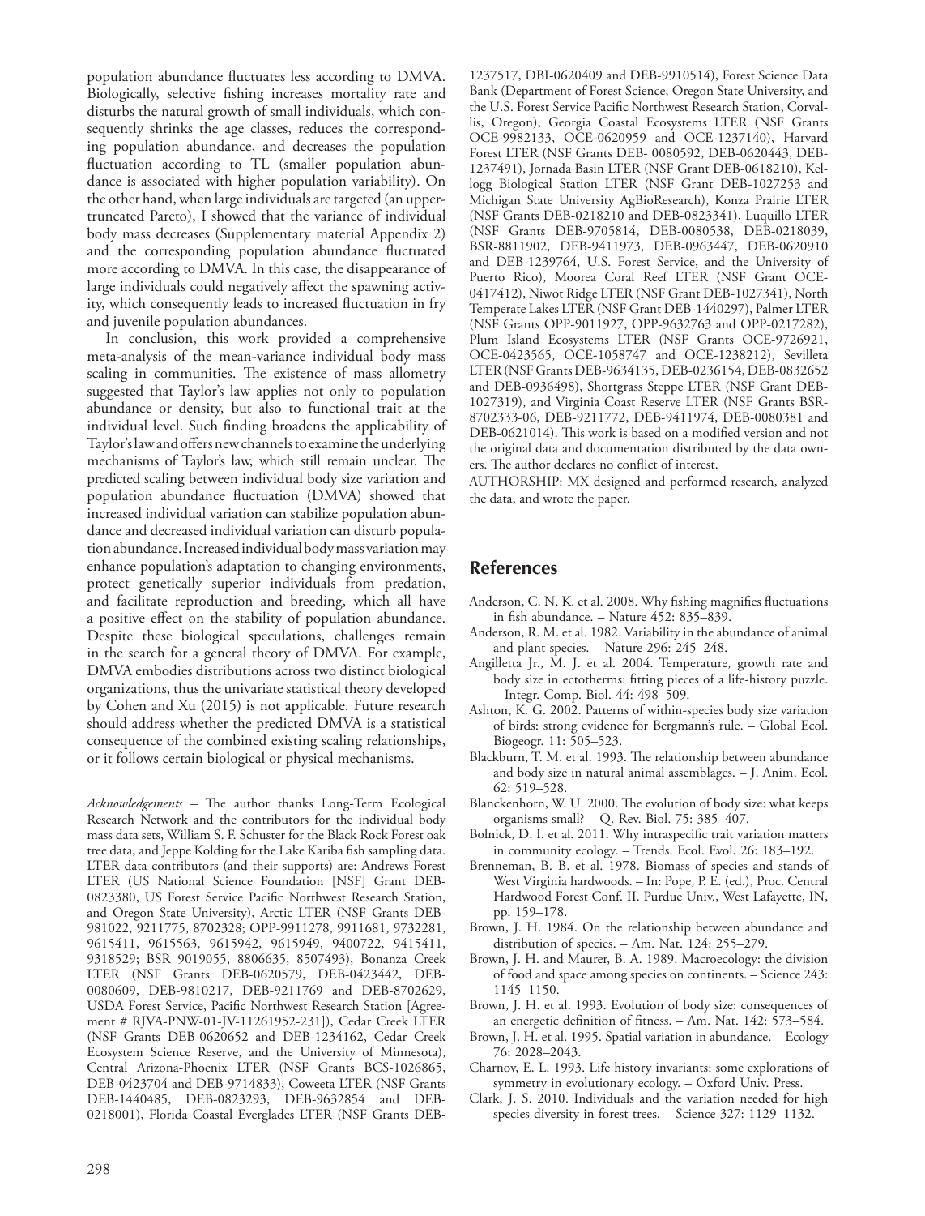population abundance fluctuates less according to DMVA. Biologically, selective fishing increases mortality rate and disturbs the natural growth of small individuals, which consequently shrinks the age classes, reduces the corresponding population abundance, and decreases the population fluctuation according to TL (smaller population abundance is associated with higher population variability). On the other hand, when large individuals are targeted (an upper-truncated Pareto), I showed that the variance of individual body mass decreases (Supplementary material Appendix 2) and the corresponding population abundance fluctuated more according to DMVA. In this case, the disappearance of large individuals could negatively affect the spawning activity, which consequently leads to increased fluctuation in fry and juvenile population abundances.

In conclusion, this work provided a comprehensive meta-analysis of the mean-variance individual body mass scaling in communities. The existence of mass allometry suggested that Taylor's law applies not only to population abundance or density, but also to functional trait at the individual level. Such finding broadens the applicability of Taylor's law and offers new channels to examine the underlying mechanisms of Taylor's law, which still remain unclear. The predicted scaling between individual body size variation and population abundance fluctuation (DMVA) showed that increased individual variation can stabilize population abundance and decreased individual variation can disturb population abundance. Increased individual body mass variation may enhance population's adaptation to changing environments, protect genetically superior individuals from predation, and facilitate reproduction and breeding, which all have a positive effect on the stability of population abundance. Despite these biological speculations, challenges remain in the search for a general theory of DMVA. For example, DMVA embodies distributions across two distinct biological organizations, thus the univariate statistical theory developed by Cohen and Xu (2015) is not applicable. Future research should address whether the predicted DMVA is a statistical consequence of the combined existing scaling relationships, or it follows certain biological or physical mechanisms.

*Acknowledgements* – The author thanks Long-Term Ecological Research Network and the contributors for the individual body mass data sets, William S. F. Schuster for the Black Rock Forest oak tree data, and Jeppe Kolding for the Lake Kariba fish sampling data. LTER data contributors (and their supports) are: Andrews Forest LTER (US National Science Foundation [NSF] Grant DEB-0823380, US Forest Service Pacific Northwest Research Station, and Oregon State University), Arctic LTER (NSF Grants DEB-981022, 9211775, 8702328; OPP-9911278, 9911681, 9732281, 9615411, 9615563, 9615942, 9615949, 9400722, 9415411, 9318529; BSR 9019055, 8806635, 8507493), Bonanza Creek LTER (NSF Grants DEB-0620579, DEB-0423442, DEB-0080609, DEB-9810217, DEB-9211769 and DEB-8702629, USDA Forest Service, Pacific Northwest Research Station [Agreement # RJVA-PNW-01-JV-11261952-231]), Cedar Creek LTER (NSF Grants DEB-0620652 and DEB-1234162, Cedar Creek Ecosystem Science Reserve, and the University of Minnesota), Central Arizona-Phoenix LTER (NSF Grants BCS-1026865, DEB-0423704 and DEB-9714833), Coweeta LTER (NSF Grants DEB-1440485, DEB-0823293, DEB-9632854 and DEB-0218001), Florida Coastal Everglades LTER (NSF Grants DEB-1237517, DBI-0620409 and DEB-9910514), Forest Science Data Bank (Department of Forest Science, Oregon State University, and the U.S. Forest Service Pacific Northwest Research Station, Corvallis, Oregon), Georgia Coastal Ecosystems LTER (NSF Grants OCE-9982133, OCE-0620959 and OCE-1237140), Harvard Forest LTER (NSF Grants DEB- 0080592, DEB-0620443, DEB-1237491), Jornada Basin LTER (NSF Grant DEB-0618210), Kellogg Biological Station LTER (NSF Grant DEB-1027253 and Michigan State University AgBioResearch), Konza Prairie LTER (NSF Grants DEB-0218210 and DEB-0823341), Luquillo LTER (NSF Grants DEB-9705814, DEB-0080538, DEB-0218039, BSR-8811902, DEB-9411973, DEB-0963447, DEB-0620910 and DEB-1239764, U.S. Forest Service, and the University of Puerto Rico), Moorea Coral Reef LTER (NSF Grant OCE-0417412), Niwot Ridge LTER (NSF Grant DEB-1027341), North Temperate Lakes LTER (NSF Grant DEB-1440297), Palmer LTER (NSF Grants OPP-9011927, OPP-9632763 and OPP-0217282), Plum Island Ecosystems LTER (NSF Grants OCE-9726921, OCE-0423565, OCE-1058747 and OCE-1238212), Sevilleta LTER (NSF Grants DEB-9634135, DEB-0236154, DEB-0832652 and DEB-0936498), Shortgrass Steppe LTER (NSF Grant DEB-1027319), and Virginia Coast Reserve LTER (NSF Grants BSR-8702333-06, DEB-9211772, DEB-9411974, DEB-0080381 and DEB-0621014). This work is based on a modified version and not the original data and documentation distributed by the data owners. The author declares no conflict of interest.

AUTHORSHIP: MX designed and performed research, analyzed the data, and wrote the paper.

## References

Anderson, C. N. K. et al. 2008. Why fishing magnifies fluctuations in fish abundance. – Nature 452: 835–839.

Anderson, R. M. et al. 1982. Variability in the abundance of animal and plant species. – Nature 296: 245–248.

Angilletta Jr., M. J. et al. 2004. Temperature, growth rate and body size in ectotherms: fitting pieces of a life-history puzzle. – Integr. Comp. Biol. 44: 498–509.

Ashton, K. G. 2002. Patterns of within-species body size variation of birds: strong evidence for Bergmann's rule. – Global Ecol. Biogeogr. 11: 505–523.

Blackburn, T. M. et al. 1993. The relationship between abundance and body size in natural animal assemblages. – J. Anim. Ecol. 62: 519–528.

Blanckenhorn, W. U. 2000. The evolution of body size: what keeps organisms small? – Q. Rev. Biol. 75: 385–407.

Bolnick, D. I. et al. 2011. Why intraspecific trait variation matters in community ecology. – Trends. Ecol. Evol. 26: 183–192.

Brenneman, B. B. et al. 1978. Biomass of species and stands of West Virginia hardwoods. – In: Pope, P. E. (ed.), Proc. Central Hardwood Forest Conf. II. Purdue Univ., West Lafayette, IN, pp. 159–178.

Brown, J. H. 1984. On the relationship between abundance and distribution of species. – Am. Nat. 124: 255–279.

Brown, J. H. and Maurer, B. A. 1989. Macroecology: the division of food and space among species on continents. – Science 243: 1145–1150.

Brown, J. H. et al. 1993. Evolution of body size: consequences of an energetic definition of fitness. – Am. Nat. 142: 573–584.

Brown, J. H. et al. 1995. Spatial variation in abundance. – Ecology 76: 2028–2043.

Charnov, E. L. 1993. Life history invariants: some explorations of symmetry in evolutionary ecology. – Oxford Univ. Press.

Clark, J. S. 2010. Individuals and the variation needed for high species diversity in forest trees. – Science 327: 1129–1132.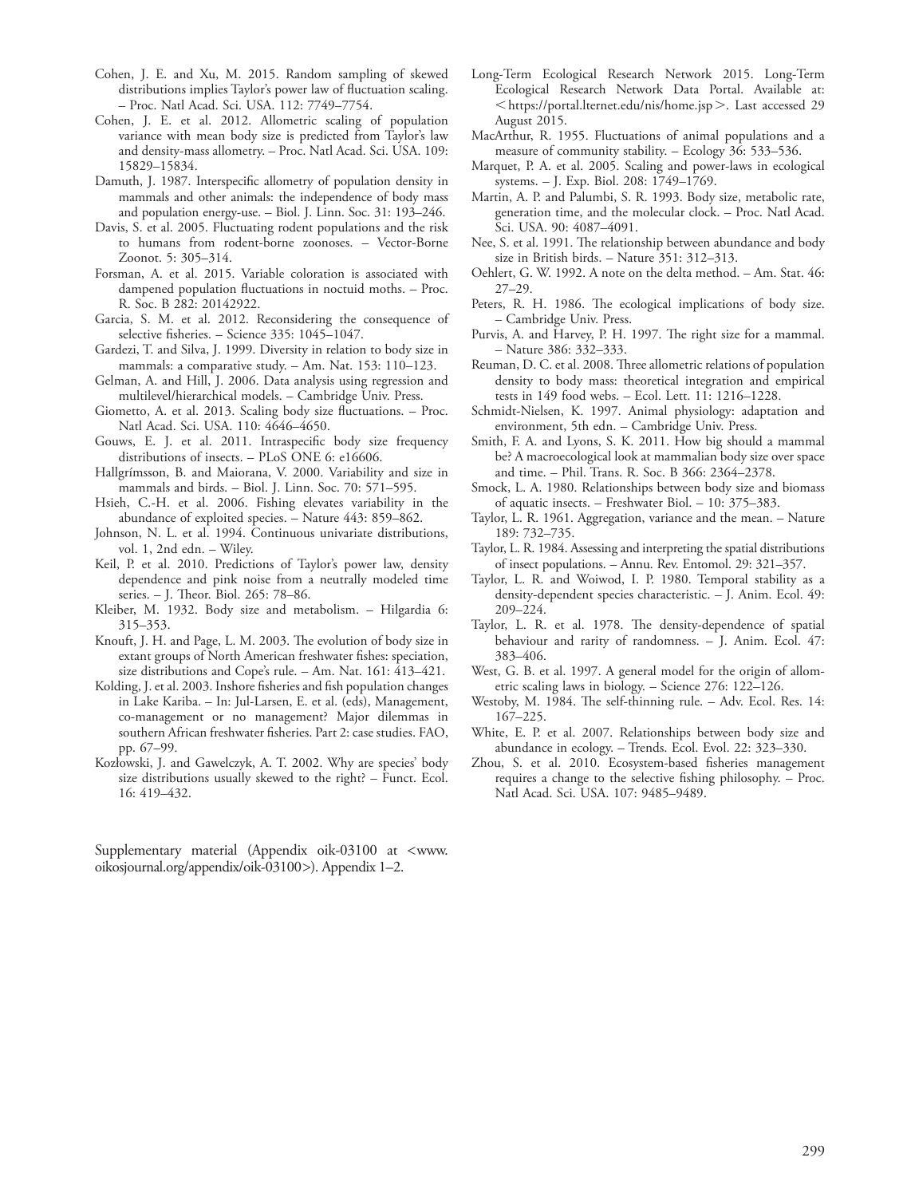Cohen, J. E. and Xu, M. 2015. Random sampling of skewed distributions implies Taylor's power law of fluctuation scaling. – Proc. Natl Acad. Sci. USA. 112: 7749–7754.

Cohen, J. E. et al. 2012. Allometric scaling of population variance with mean body size is predicted from Taylor's law and density-mass allometry. – Proc. Natl Acad. Sci. USA. 109: 15829–15834.

Damuth, J. 1987. Interspecific allometry of population density in mammals and other animals: the independence of body mass and population energy-use. – Biol. J. Linn. Soc. 31: 193–246.

Davis, S. et al. 2005. Fluctuating rodent populations and the risk to humans from rodent-borne zoonoses. – Vector-Borne Zoonot. 5: 305–314.

Forsman, A. et al. 2015. Variable coloration is associated with dampened population fluctuations in noctuid moths. – Proc. R. Soc. B 282: 20142922.

Garcia, S. M. et al. 2012. Reconsidering the consequence of selective fisheries. – Science 335: 1045–1047.

Gardezi, T. and Silva, J. 1999. Diversity in relation to body size in mammals: a comparative study. – Am. Nat. 153: 110–123.

Gelman, A. and Hill, J. 2006. Data analysis using regression and multilevel/hierarchical models. – Cambridge Univ. Press.

Giometto, A. et al. 2013. Scaling body size fluctuations. – Proc. Natl Acad. Sci. USA. 110: 4646–4650.

Gouws, E. J. et al. 2011. Intraspecific body size frequency distributions of insects. – PLoS ONE 6: e16606.

Hallgrímsson, B. and Maiorana, V. 2000. Variability and size in mammals and birds. – Biol. J. Linn. Soc. 70: 571–595.

Hsieh, C.-H. et al. 2006. Fishing elevates variability in the abundance of exploited species. – Nature 443: 859–862.

Johnson, N. L. et al. 1994. Continuous univariate distributions, vol. 1, 2nd edn. – Wiley.

Keil, P. et al. 2010. Predictions of Taylor's power law, density dependence and pink noise from a neutrally modeled time series. – J. Theor. Biol. 265: 78–86.

Kleiber, M. 1932. Body size and metabolism. – Hilgardia 6: 315–353.

Knouft, J. H. and Page, L. M. 2003. The evolution of body size in extant groups of North American freshwater fishes: speciation, size distributions and Cope's rule. – Am. Nat. 161: 413–421.

Kolding, J. et al. 2003. Inshore fisheries and fish population changes in Lake Kariba. – In: Jul-Larsen, E. et al. (eds), Management, co-management or no management? Major dilemmas in southern African freshwater fisheries. Part 2: case studies. FAO, pp. 67–99.

Kozłowski, J. and Gawelczyk, A. T. 2002. Why are species' body size distributions usually skewed to the right? – Funct. Ecol. 16: 419–432.

Long-Term Ecological Research Network 2015. Long-Term Ecological Research Network Data Portal. Available at: <https://portal.lternet.edu/nis/home.jsp>. Last accessed 29 August 2015.

MacArthur, R. 1955. Fluctuations of animal populations and a measure of community stability. – Ecology 36: 533–536.

Marquet, P. A. et al. 2005. Scaling and power-laws in ecological systems. – J. Exp. Biol. 208: 1749–1769.

Martin, A. P. and Palumbi, S. R. 1993. Body size, metabolic rate, generation time, and the molecular clock. – Proc. Natl Acad. Sci. USA. 90: 4087–4091.

Nee, S. et al. 1991. The relationship between abundance and body size in British birds. – Nature 351: 312–313.

Oehlert, G. W. 1992. A note on the delta method. – Am. Stat. 46: 27–29.

Peters, R. H. 1986. The ecological implications of body size. – Cambridge Univ. Press.

Purvis, A. and Harvey, P. H. 1997. The right size for a mammal. – Nature 386: 332–333.

Reuman, D. C. et al. 2008. Three allometric relations of population density to body mass: theoretical integration and empirical tests in 149 food webs. – Ecol. Lett. 11: 1216–1228.

Schmidt-Nielsen, K. 1997. Animal physiology: adaptation and environment, 5th edn. – Cambridge Univ. Press.

Smith, F. A. and Lyons, S. K. 2011. How big should a mammal be? A macroecological look at mammalian body size over space and time. – Phil. Trans. R. Soc. B 366: 2364–2378.

Smock, L. A. 1980. Relationships between body size and biomass of aquatic insects. – Freshwater Biol. – 10: 375–383.

Taylor, L. R. 1961. Aggregation, variance and the mean. – Nature 189: 732–735.

Taylor, L. R. 1984. Assessing and interpreting the spatial distributions of insect populations. – Annu. Rev. Entomol. 29: 321–357.

Taylor, L. R. and Woiwod, I. P. 1980. Temporal stability as a density-dependent species characteristic. – J. Anim. Ecol. 49: 209–224.

Taylor, L. R. et al. 1978. The density-dependence of spatial behaviour and rarity of randomness. – J. Anim. Ecol. 47: 383–406.

West, G. B. et al. 1997. A general model for the origin of allometric scaling laws in biology. – Science 276: 122–126.

Westoby, M. 1984. The self-thinning rule. – Adv. Ecol. Res. 14: 167–225.

White, E. P. et al. 2007. Relationships between body size and abundance in ecology. – Trends. Ecol. Evol. 22: 323–330.

Zhou, S. et al. 2010. Ecosystem-based fisheries management requires a change to the selective fishing philosophy. – Proc. Natl Acad. Sci. USA. 107: 9485–9489.

Supplementary material (Appendix oik-03100 at <www.oikosjournal.org/appendix/oik-03100>). Appendix 1–2.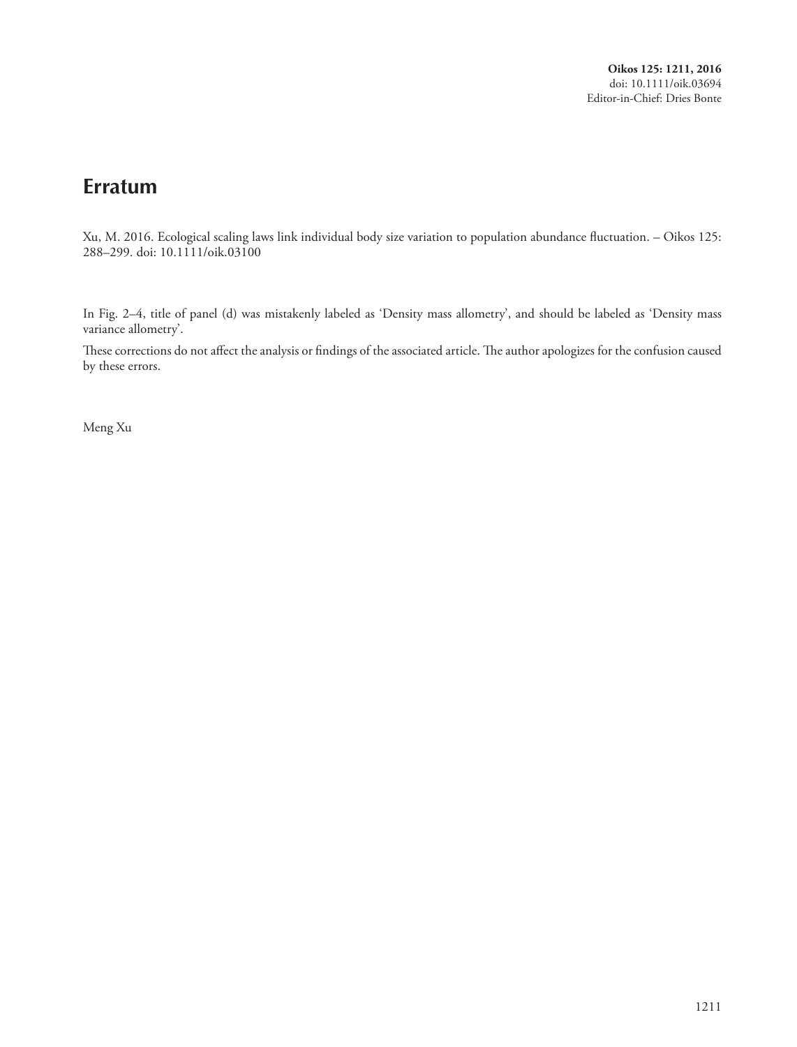# Erratum

Xu, M. 2016. Ecological scaling laws link individual body size variation to population abundance fluctuation. – Oikos 125: 288–299. doi: 10.1111/oik.03100

In Fig. 2–4, title of panel (d) was mistakenly labeled as 'Density mass allometry', and should be labeled as 'Density mass variance allometry'.

These corrections do not affect the analysis or findings of the associated article. The author apologizes for the confusion caused by these errors.

Meng Xu